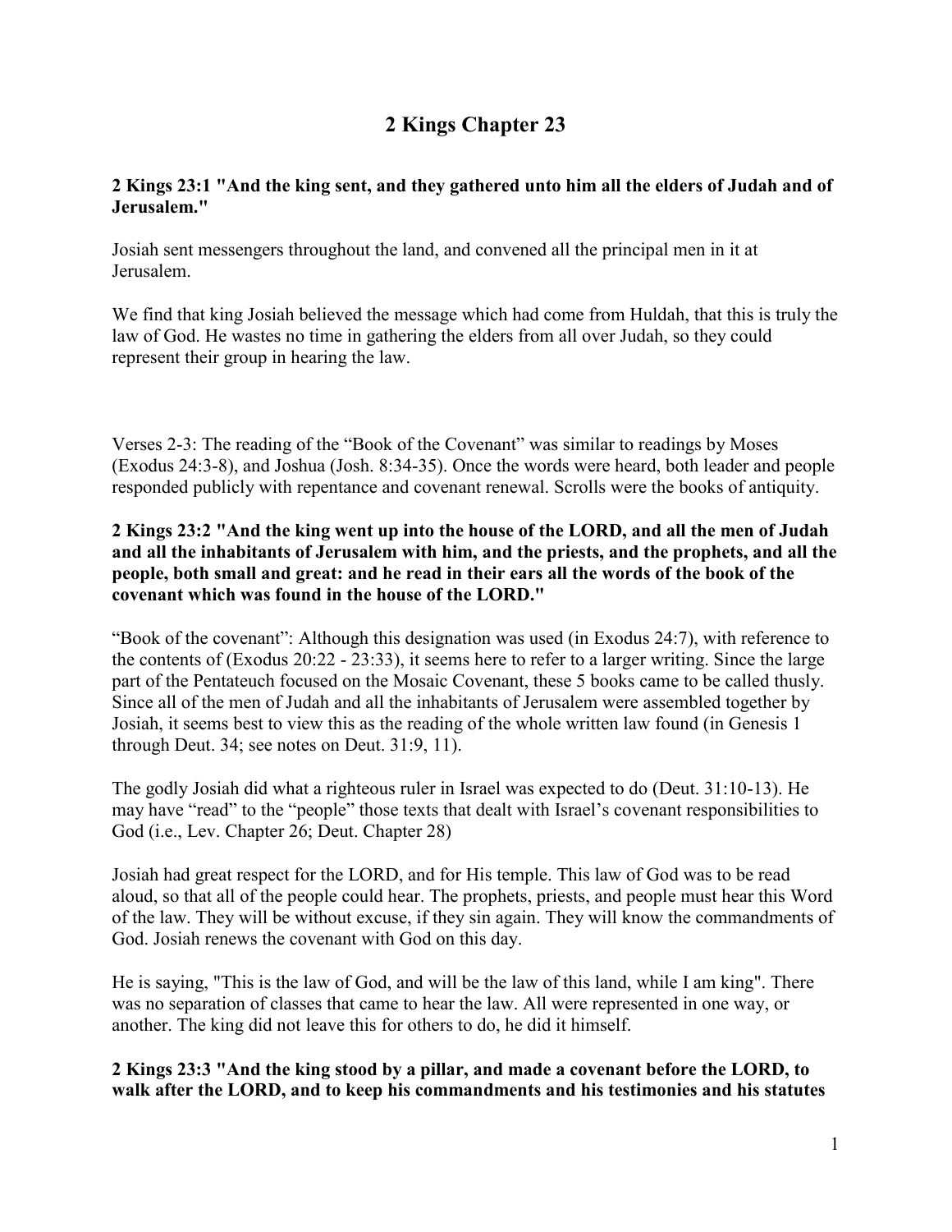# 2 Kings Chapter 23

**2 Kings 23:1 "And the king sent, and they gathered unto him all the elders of Judah and of Jerusalem."**

Josiah sent messengers throughout the land, and convened all the principal men in it at Jerusalem.

We find that king Josiah believed the message which had come from Huldah, that this is truly the law of God. He wastes no time in gathering the elders from all over Judah, so they could represent their group in hearing the law.

Verses 2-3: The reading of the "Book of the Covenant" was similar to readings by Moses (Exodus 24:3-8), and Joshua (Josh. 8:34-35). Once the words were heard, both leader and people responded publicly with repentance and covenant renewal. Scrolls were the books of antiquity.

**2 Kings 23:2 "And the king went up into the house of the LORD, and all the men of Judah and all the inhabitants of Jerusalem with him, and the priests, and the prophets, and all the people, both small and great: and he read in their ears all the words of the book of the covenant which was found in the house of the LORD."**

"Book of the covenant": Although this designation was used (in Exodus 24:7), with reference to the contents of (Exodus 20:22 - 23:33), it seems here to refer to a larger writing. Since the large part of the Pentateuch focused on the Mosaic Covenant, these 5 books came to be called thusly. Since all of the men of Judah and all the inhabitants of Jerusalem were assembled together by Josiah, it seems best to view this as the reading of the whole written law found (in Genesis 1 through Deut. 34; see notes on Deut. 31:9, 11).

The godly Josiah did what a righteous ruler in Israel was expected to do (Deut. 31:10-13). He may have "read" to the "people" those texts that dealt with Israel's covenant responsibilities to God (i.e., Lev. Chapter 26; Deut. Chapter 28)

Josiah had great respect for the LORD, and for His temple. This law of God was to be read aloud, so that all of the people could hear. The prophets, priests, and people must hear this Word of the law. They will be without excuse, if they sin again. They will know the commandments of God. Josiah renews the covenant with God on this day.

He is saying, "This is the law of God, and will be the law of this land, while I am king". There was no separation of classes that came to hear the law. All were represented in one way, or another. The king did not leave this for others to do, he did it himself.

**2 Kings 23:3 "And the king stood by a pillar, and made a covenant before the LORD, to walk after the LORD, and to keep his commandments and his testimonies and his statutes**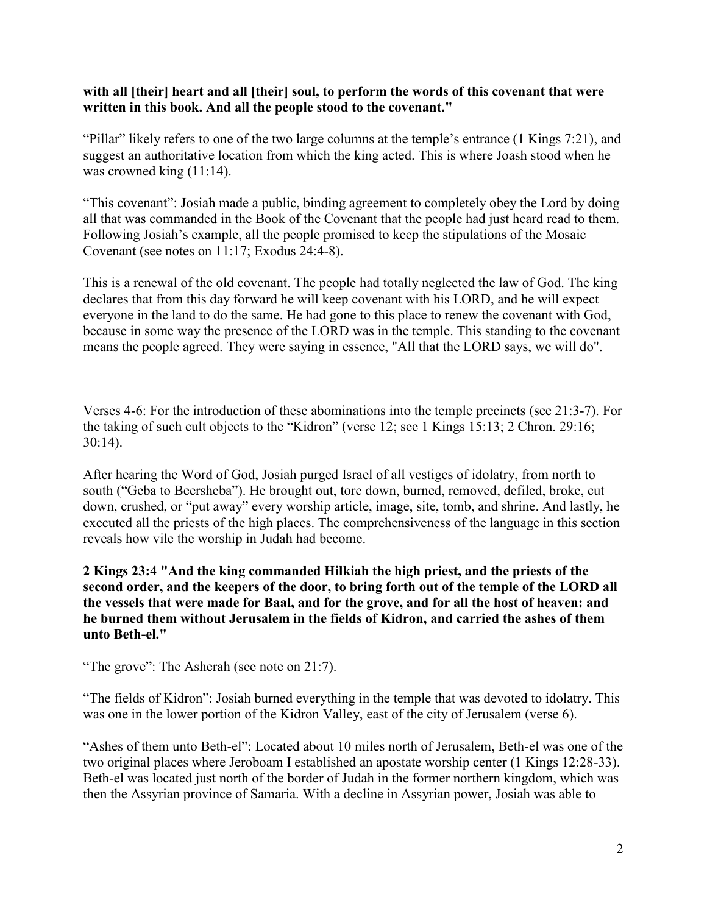**with all [their] heart and all [their] soul, to perform the words of this covenant that were written in this book. And all the people stood to the covenant."**

"Pillar" likely refers to one of the two large columns at the temple's entrance (1 Kings 7:21), and suggest an authoritative location from which the king acted. This is where Joash stood when he was crowned king (11:14).

"This covenant": Josiah made a public, binding agreement to completely obey the Lord by doing all that was commanded in the Book of the Covenant that the people had just heard read to them. Following Josiah's example, all the people promised to keep the stipulations of the Mosaic Covenant (see notes on 11:17; Exodus 24:4-8).

This is a renewal of the old covenant. The people had totally neglected the law of God. The king declares that from this day forward he will keep covenant with his LORD, and he will expect everyone in the land to do the same. He had gone to this place to renew the covenant with God, because in some way the presence of the LORD was in the temple. This standing to the covenant means the people agreed. They were saying in essence, "All that the LORD says, we will do".

Verses 4-6: For the introduction of these abominations into the temple precincts (see 21:3-7). For the taking of such cult objects to the "Kidron" (verse 12; see 1 Kings 15:13; 2 Chron. 29:16; 30:14).

After hearing the Word of God, Josiah purged Israel of all vestiges of idolatry, from north to south ("Geba to Beersheba"). He brought out, tore down, burned, removed, defiled, broke, cut down, crushed, or "put away" every worship article, image, site, tomb, and shrine. And lastly, he executed all the priests of the high places. The comprehensiveness of the language in this section reveals how vile the worship in Judah had become.

**2 Kings 23:4 "And the king commanded Hilkiah the high priest, and the priests of the second order, and the keepers of the door, to bring forth out of the temple of the LORD all the vessels that were made for Baal, and for the grove, and for all the host of heaven: and he burned them without Jerusalem in the fields of Kidron, and carried the ashes of them unto Beth-el."**

"The grove": The Asherah (see note on 21:7).

"The fields of Kidron": Josiah burned everything in the temple that was devoted to idolatry. This was one in the lower portion of the Kidron Valley, east of the city of Jerusalem (verse 6).

"Ashes of them unto Beth-el": Located about 10 miles north of Jerusalem, Beth-el was one of the two original places where Jeroboam I established an apostate worship center (1 Kings 12:28-33). Beth-el was located just north of the border of Judah in the former northern kingdom, which was then the Assyrian province of Samaria. With a decline in Assyrian power, Josiah was able to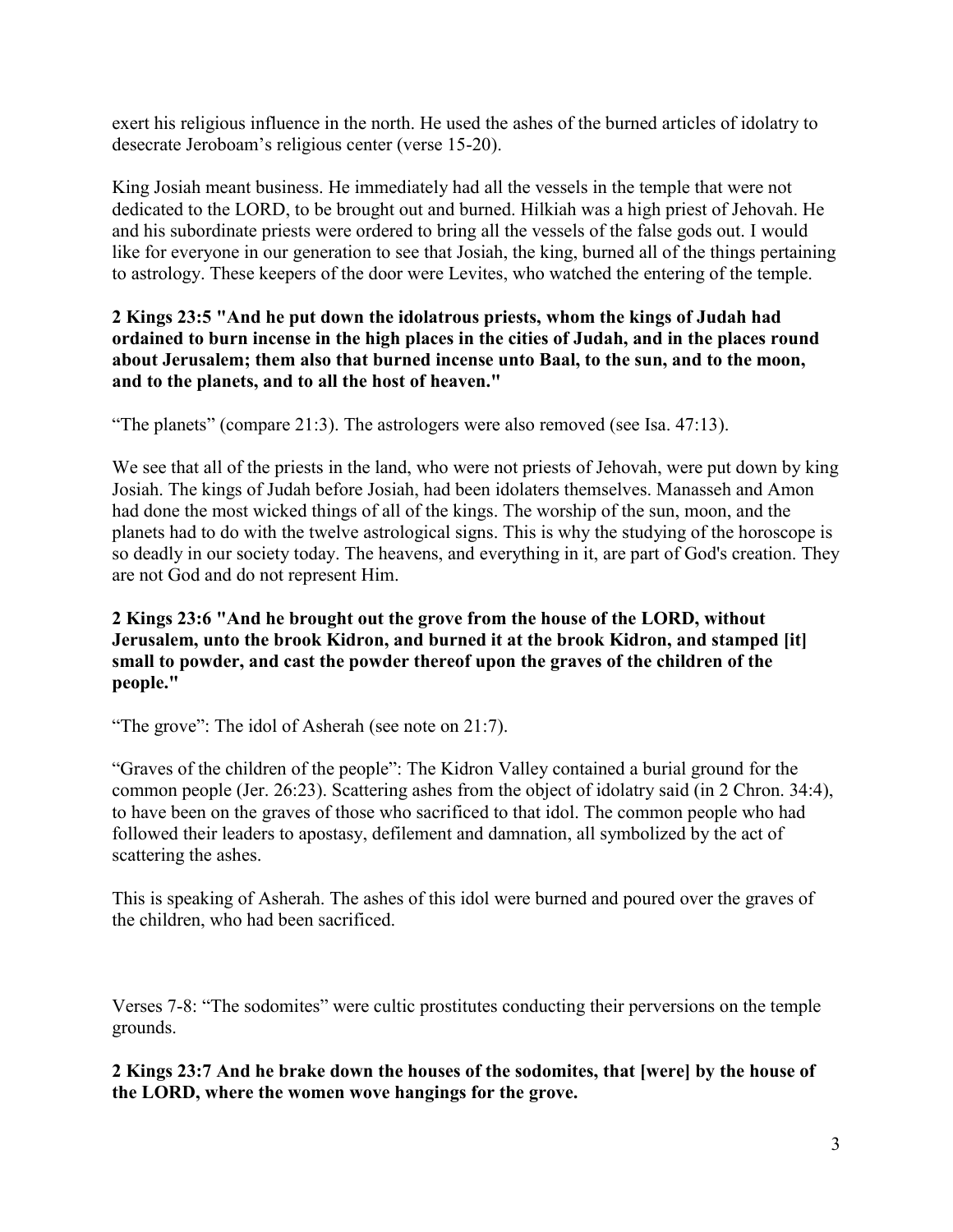exert his religious influence in the north. He used the ashes of the burned articles of idolatry to desecrate Jeroboam's religious center (verse 15-20).

King Josiah meant business. He immediately had all the vessels in the temple that were not dedicated to the LORD, to be brought out and burned. Hilkiah was a high priest of Jehovah. He and his subordinate priests were ordered to bring all the vessels of the false gods out. I would like for everyone in our generation to see that Josiah, the king, burned all of the things pertaining to astrology. These keepers of the door were Levites, who watched the entering of the temple.

**2 Kings 23:5 "And he put down the idolatrous priests, whom the kings of Judah had ordained to burn incense in the high places in the cities of Judah, and in the places round about Jerusalem; them also that burned incense unto Baal, to the sun, and to the moon, and to the planets, and to all the host of heaven."**

"The planets" (compare 21:3). The astrologers were also removed (see Isa. 47:13).

We see that all of the priests in the land, who were not priests of Jehovah, were put down by king Josiah. The kings of Judah before Josiah, had been idolaters themselves. Manasseh and Amon had done the most wicked things of all of the kings. The worship of the sun, moon, and the planets had to do with the twelve astrological signs. This is why the studying of the horoscope is so deadly in our society today. The heavens, and everything in it, are part of God's creation. They are not God and do not represent Him.

**2 Kings 23:6 "And he brought out the grove from the house of the LORD, without Jerusalem, unto the brook Kidron, and burned it at the brook Kidron, and stamped [it] small to powder, and cast the powder thereof upon the graves of the children of the people."**

"The grove": The idol of Asherah (see note on 21:7).

"Graves of the children of the people": The Kidron Valley contained a burial ground for the common people (Jer. 26:23). Scattering ashes from the object of idolatry said (in 2 Chron. 34:4), to have been on the graves of those who sacrificed to that idol. The common people who had followed their leaders to apostasy, defilement and damnation, all symbolized by the act of scattering the ashes.

This is speaking of Asherah. The ashes of this idol were burned and poured over the graves of the children, who had been sacrificed.

Verses 7-8: "The sodomites" were cultic prostitutes conducting their perversions on the temple grounds.

**2 Kings 23:7 And he brake down the houses of the sodomites, that [were] by the house of the LORD, where the women wove hangings for the grove.**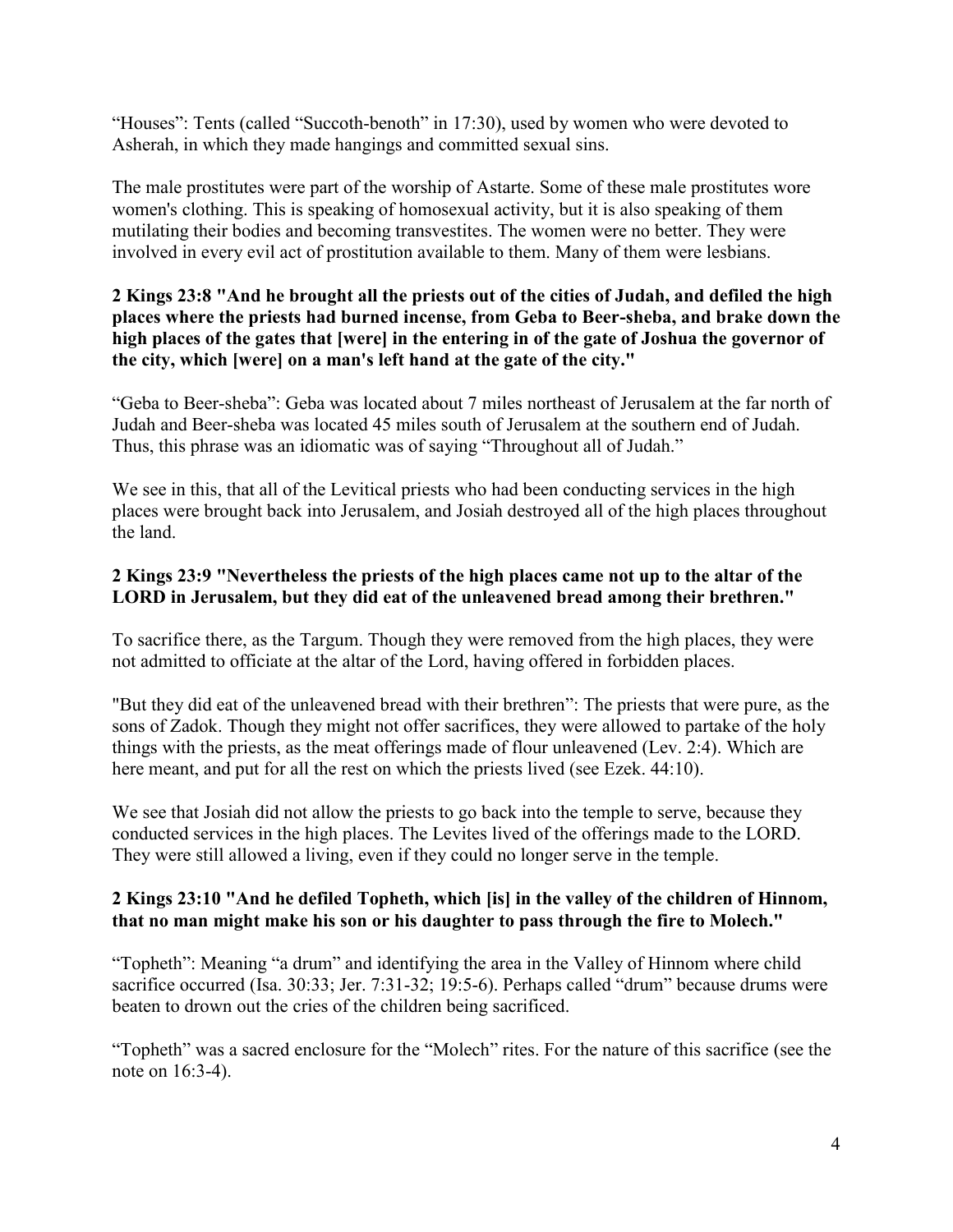“Houses”: Tents (called “Succoth-benoth” in 17:30), used by women who were devoted to Asherah, in which they made hangings and committed sexual sins.

The male prostitutes were part of the worship of Astarte. Some of these male prostitutes wore women's clothing. This is speaking of homosexual activity, but it is also speaking of them mutilating their bodies and becoming transvestites. The women were no better. They were involved in every evil act of prostitution available to them. Many of them were lesbians.

**2 Kings 23:8 "And he brought all the priests out of the cities of Judah, and defiled the high places where the priests had burned incense, from Geba to Beer-sheba, and brake down the high places of the gates that [were] in the entering in of the gate of Joshua the governor of the city, which [were] on a man's left hand at the gate of the city."**

“Geba to Beer-sheba”: Geba was located about 7 miles northeast of Jerusalem at the far north of Judah and Beer-sheba was located 45 miles south of Jerusalem at the southern end of Judah. Thus, this phrase was an idiomatic was of saying “Throughout all of Judah.”

We see in this, that all of the Levitical priests who had been conducting services in the high places were brought back into Jerusalem, and Josiah destroyed all of the high places throughout the land.

**2 Kings 23:9 "Nevertheless the priests of the high places came not up to the altar of the LORD in Jerusalem, but they did eat of the unleavened bread among their brethren."**

To sacrifice there, as the Targum. Though they were removed from the high places, they were not admitted to officiate at the altar of the Lord, having offered in forbidden places.

"But they did eat of the unleavened bread with their brethren”: The priests that were pure, as the sons of Zadok. Though they might not offer sacrifices, they were allowed to partake of the holy things with the priests, as the meat offerings made of flour unleavened (Lev. 2:4). Which are here meant, and put for all the rest on which the priests lived (see Ezek. 44:10).

We see that Josiah did not allow the priests to go back into the temple to serve, because they conducted services in the high places. The Levites lived of the offerings made to the LORD. They were still allowed a living, even if they could no longer serve in the temple.

**2 Kings 23:10 "And he defiled Topheth, which [is] in the valley of the children of Hinnom, that no man might make his son or his daughter to pass through the fire to Molech."**

“Topheth”: Meaning “a drum” and identifying the area in the Valley of Hinnom where child sacrifice occurred (Isa. 30:33; Jer. 7:31-32; 19:5-6). Perhaps called “drum” because drums were beaten to drown out the cries of the children being sacrificed.

“Topheth” was a sacred enclosure for the “Molech” rites. For the nature of this sacrifice (see the note on 16:3-4).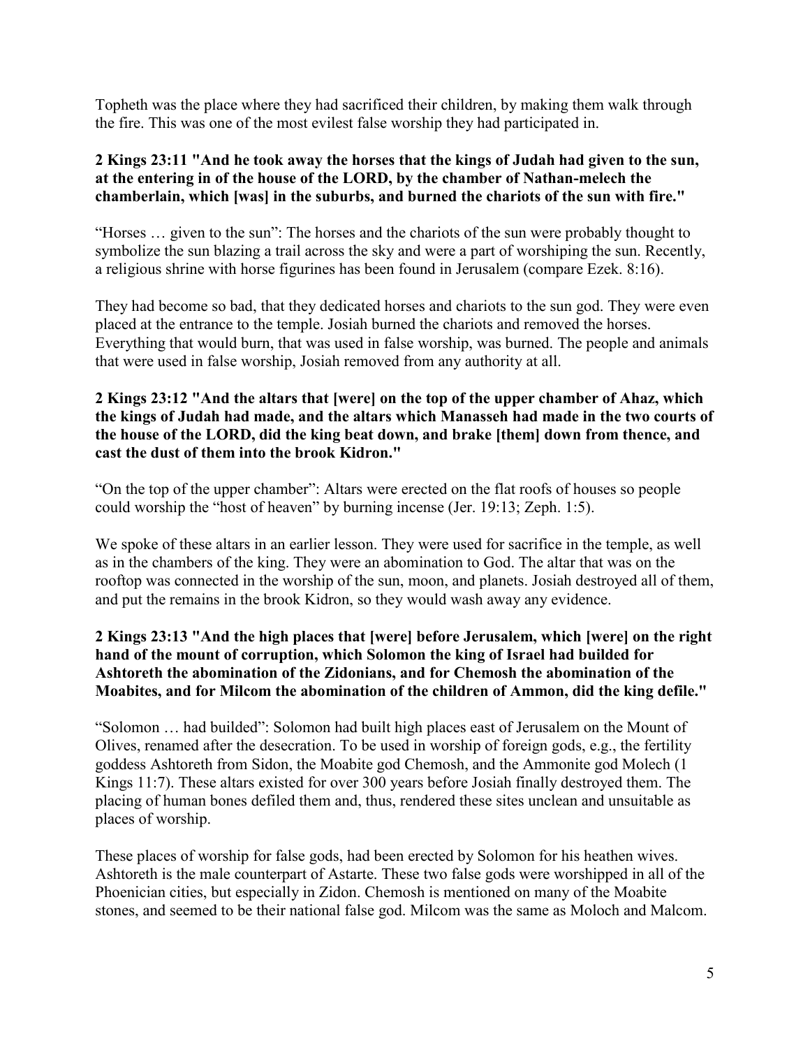Topheth was the place where they had sacrificed their children, by making them walk through the fire. This was one of the most evilest false worship they had participated in.

**2 Kings 23:11 "And he took away the horses that the kings of Judah had given to the sun, at the entering in of the house of the LORD, by the chamber of Nathan-melech the chamberlain, which [was] in the suburbs, and burned the chariots of the sun with fire."**

"Horses … given to the sun": The horses and the chariots of the sun were probably thought to symbolize the sun blazing a trail across the sky and were a part of worshiping the sun. Recently, a religious shrine with horse figurines has been found in Jerusalem (compare Ezek. 8:16).

They had become so bad, that they dedicated horses and chariots to the sun god. They were even placed at the entrance to the temple. Josiah burned the chariots and removed the horses. Everything that would burn, that was used in false worship, was burned. The people and animals that were used in false worship, Josiah removed from any authority at all.

**2 Kings 23:12 "And the altars that [were] on the top of the upper chamber of Ahaz, which the kings of Judah had made, and the altars which Manasseh had made in the two courts of the house of the LORD, did the king beat down, and brake [them] down from thence, and cast the dust of them into the brook Kidron."**

"On the top of the upper chamber": Altars were erected on the flat roofs of houses so people could worship the "host of heaven" by burning incense (Jer. 19:13; Zeph. 1:5).

We spoke of these altars in an earlier lesson. They were used for sacrifice in the temple, as well as in the chambers of the king. They were an abomination to God. The altar that was on the rooftop was connected in the worship of the sun, moon, and planets. Josiah destroyed all of them, and put the remains in the brook Kidron, so they would wash away any evidence.

**2 Kings 23:13 "And the high places that [were] before Jerusalem, which [were] on the right hand of the mount of corruption, which Solomon the king of Israel had builded for Ashtoreth the abomination of the Zidonians, and for Chemosh the abomination of the Moabites, and for Milcom the abomination of the children of Ammon, did the king defile."**

"Solomon … had builded": Solomon had built high places east of Jerusalem on the Mount of Olives, renamed after the desecration. To be used in worship of foreign gods, e.g., the fertility goddess Ashtoreth from Sidon, the Moabite god Chemosh, and the Ammonite god Molech (1 Kings 11:7). These altars existed for over 300 years before Josiah finally destroyed them. The placing of human bones defiled them and, thus, rendered these sites unclean and unsuitable as places of worship.

These places of worship for false gods, had been erected by Solomon for his heathen wives. Ashtoreth is the male counterpart of Astarte. These two false gods were worshipped in all of the Phoenician cities, but especially in Zidon. Chemosh is mentioned on many of the Moabite stones, and seemed to be their national false god. Milcom was the same as Moloch and Malcom.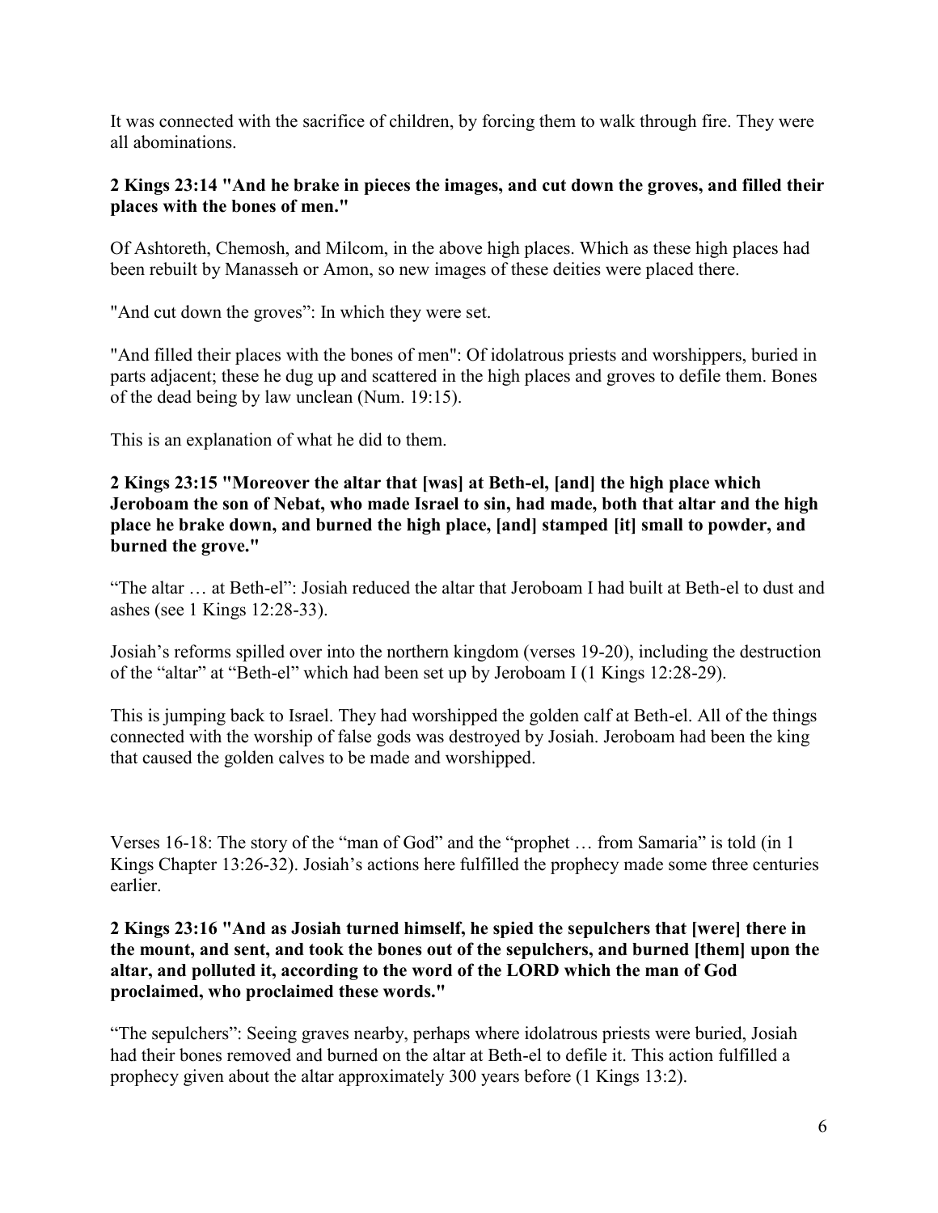It was connected with the sacrifice of children, by forcing them to walk through fire. They were all abominations.

**2 Kings 23:14 "And he brake in pieces the images, and cut down the groves, and filled their places with the bones of men."**

Of Ashtoreth, Chemosh, and Milcom, in the above high places. Which as these high places had been rebuilt by Manasseh or Amon, so new images of these deities were placed there.

"And cut down the groves": In which they were set.

"And filled their places with the bones of men": Of idolatrous priests and worshippers, buried in parts adjacent; these he dug up and scattered in the high places and groves to defile them. Bones of the dead being by law unclean (Num. 19:15).

This is an explanation of what he did to them.

**2 Kings 23:15 "Moreover the altar that [was] at Beth-el, [and] the high place which Jeroboam the son of Nebat, who made Israel to sin, had made, both that altar and the high place he brake down, and burned the high place, [and] stamped [it] small to powder, and burned the grove."**

"The altar … at Beth-el": Josiah reduced the altar that Jeroboam I had built at Beth-el to dust and ashes (see 1 Kings 12:28-33).

Josiah's reforms spilled over into the northern kingdom (verses 19-20), including the destruction of the "altar" at "Beth-el" which had been set up by Jeroboam I (1 Kings 12:28-29).

This is jumping back to Israel. They had worshipped the golden calf at Beth-el. All of the things connected with the worship of false gods was destroyed by Josiah. Jeroboam had been the king that caused the golden calves to be made and worshipped.

Verses 16-18: The story of the "man of God" and the "prophet … from Samaria" is told (in 1 Kings Chapter 13:26-32). Josiah's actions here fulfilled the prophecy made some three centuries earlier.

**2 Kings 23:16 "And as Josiah turned himself, he spied the sepulchers that [were] there in the mount, and sent, and took the bones out of the sepulchers, and burned [them] upon the altar, and polluted it, according to the word of the LORD which the man of God proclaimed, who proclaimed these words."**

"The sepulchers": Seeing graves nearby, perhaps where idolatrous priests were buried, Josiah had their bones removed and burned on the altar at Beth-el to defile it. This action fulfilled a prophecy given about the altar approximately 300 years before (1 Kings 13:2).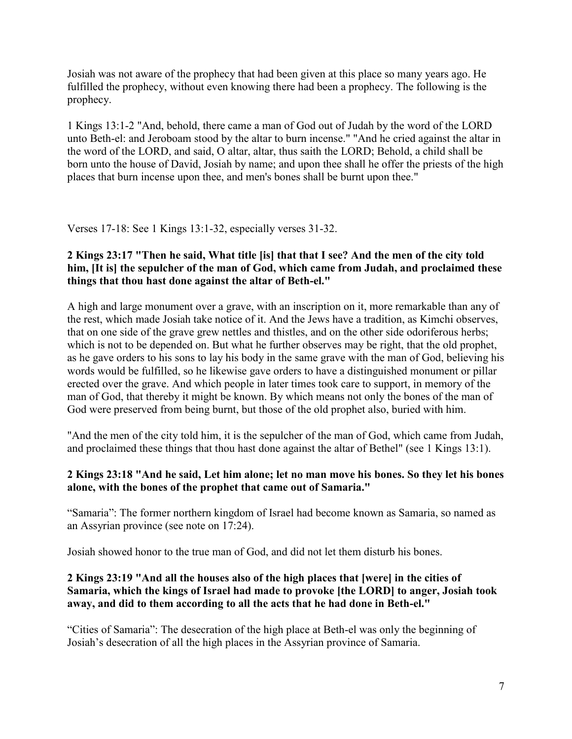Josiah was not aware of the prophecy that had been given at this place so many years ago. He fulfilled the prophecy, without even knowing there had been a prophecy. The following is the prophecy.

1 Kings 13:1-2 "And, behold, there came a man of God out of Judah by the word of the LORD unto Beth-el: and Jeroboam stood by the altar to burn incense." "And he cried against the altar in the word of the LORD, and said, O altar, altar, thus saith the LORD; Behold, a child shall be born unto the house of David, Josiah by name; and upon thee shall he offer the priests of the high places that burn incense upon thee, and men's bones shall be burnt upon thee."

Verses 17-18: See 1 Kings 13:1-32, especially verses 31-32.

**2 Kings 23:17 "Then he said, What title [is] that that I see? And the men of the city told him, [It is] the sepulcher of the man of God, which came from Judah, and proclaimed these things that thou hast done against the altar of Beth-el."**

A high and large monument over a grave, with an inscription on it, more remarkable than any of the rest, which made Josiah take notice of it. And the Jews have a tradition, as Kimchi observes, that on one side of the grave grew nettles and thistles, and on the other side odoriferous herbs; which is not to be depended on. But what he further observes may be right, that the old prophet, as he gave orders to his sons to lay his body in the same grave with the man of God, believing his words would be fulfilled, so he likewise gave orders to have a distinguished monument or pillar erected over the grave. And which people in later times took care to support, in memory of the man of God, that thereby it might be known. By which means not only the bones of the man of God were preserved from being burnt, but those of the old prophet also, buried with him.

"And the men of the city told him, it is the sepulcher of the man of God, which came from Judah, and proclaimed these things that thou hast done against the altar of Bethel" (see 1 Kings 13:1).

**2 Kings 23:18 "And he said, Let him alone; let no man move his bones. So they let his bones alone, with the bones of the prophet that came out of Samaria."**

"Samaria": The former northern kingdom of Israel had become known as Samaria, so named as an Assyrian province (see note on 17:24).

Josiah showed honor to the true man of God, and did not let them disturb his bones.

**2 Kings 23:19 "And all the houses also of the high places that [were] in the cities of Samaria, which the kings of Israel had made to provoke [the LORD] to anger, Josiah took away, and did to them according to all the acts that he had done in Beth-el."**

"Cities of Samaria": The desecration of the high place at Beth-el was only the beginning of Josiah's desecration of all the high places in the Assyrian province of Samaria.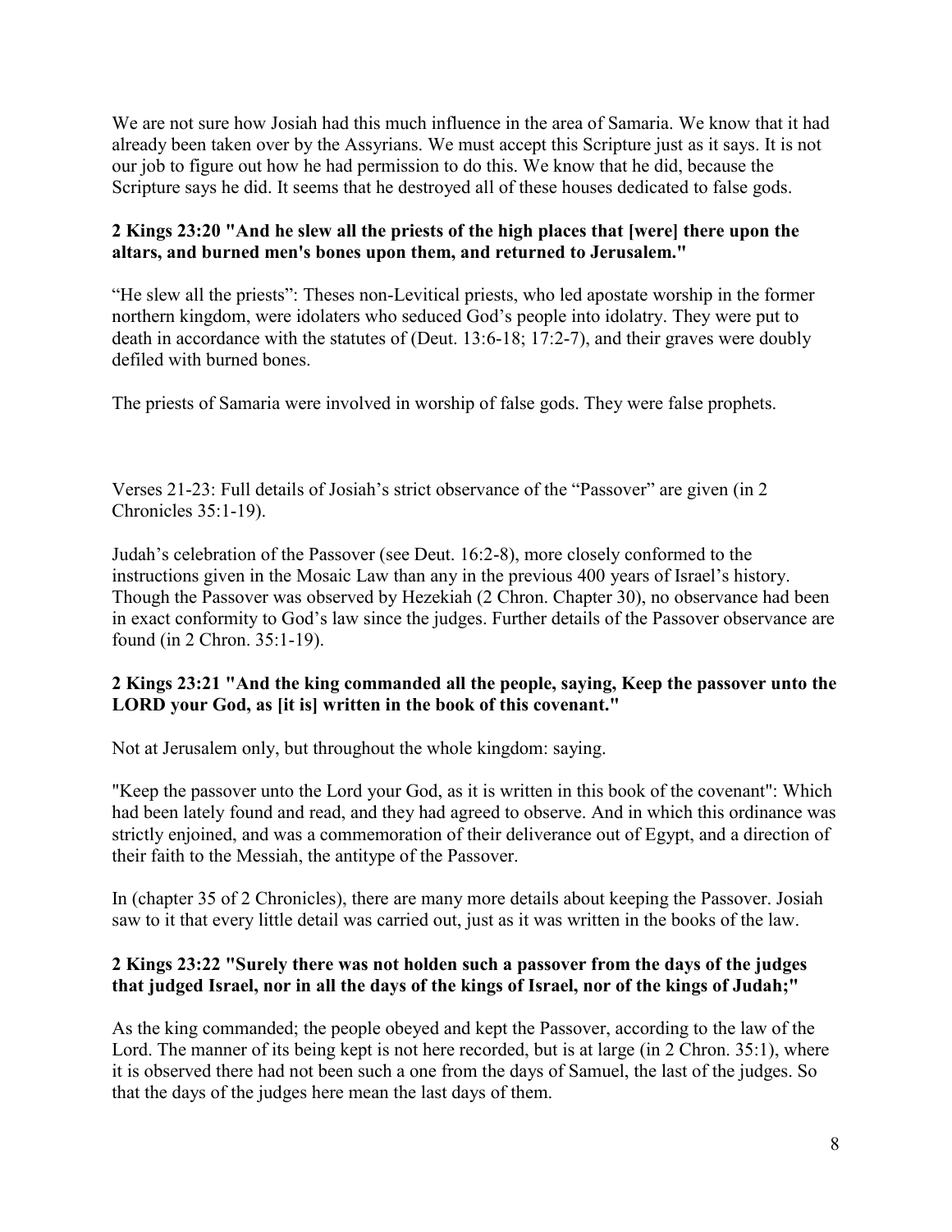We are not sure how Josiah had this much influence in the area of Samaria. We know that it had already been taken over by the Assyrians. We must accept this Scripture just as it says. It is not our job to figure out how he had permission to do this. We know that he did, because the Scripture says he did. It seems that he destroyed all of these houses dedicated to false gods.

**2 Kings 23:20 "And he slew all the priests of the high places that [were] there upon the altars, and burned men's bones upon them, and returned to Jerusalem."**

"He slew all the priests": Theses non-Levitical priests, who led apostate worship in the former northern kingdom, were idolaters who seduced God's people into idolatry. They were put to death in accordance with the statutes of (Deut. 13:6-18; 17:2-7), and their graves were doubly defiled with burned bones.

The priests of Samaria were involved in worship of false gods. They were false prophets.

Verses 21-23: Full details of Josiah's strict observance of the "Passover" are given (in 2 Chronicles 35:1-19).

Judah's celebration of the Passover (see Deut. 16:2-8), more closely conformed to the instructions given in the Mosaic Law than any in the previous 400 years of Israel's history. Though the Passover was observed by Hezekiah (2 Chron. Chapter 30), no observance had been in exact conformity to God's law since the judges. Further details of the Passover observance are found (in 2 Chron. 35:1-19).

**2 Kings 23:21 "And the king commanded all the people, saying, Keep the passover unto the LORD your God, as [it is] written in the book of this covenant."**

Not at Jerusalem only, but throughout the whole kingdom: saying.

"Keep the passover unto the Lord your God, as it is written in this book of the covenant": Which had been lately found and read, and they had agreed to observe. And in which this ordinance was strictly enjoined, and was a commemoration of their deliverance out of Egypt, and a direction of their faith to the Messiah, the antitype of the Passover.

In (chapter 35 of 2 Chronicles), there are many more details about keeping the Passover. Josiah saw to it that every little detail was carried out, just as it was written in the books of the law.

**2 Kings 23:22 "Surely there was not holden such a passover from the days of the judges that judged Israel, nor in all the days of the kings of Israel, nor of the kings of Judah;"**

As the king commanded; the people obeyed and kept the Passover, according to the law of the Lord. The manner of its being kept is not here recorded, but is at large (in 2 Chron. 35:1), where it is observed there had not been such a one from the days of Samuel, the last of the judges. So that the days of the judges here mean the last days of them.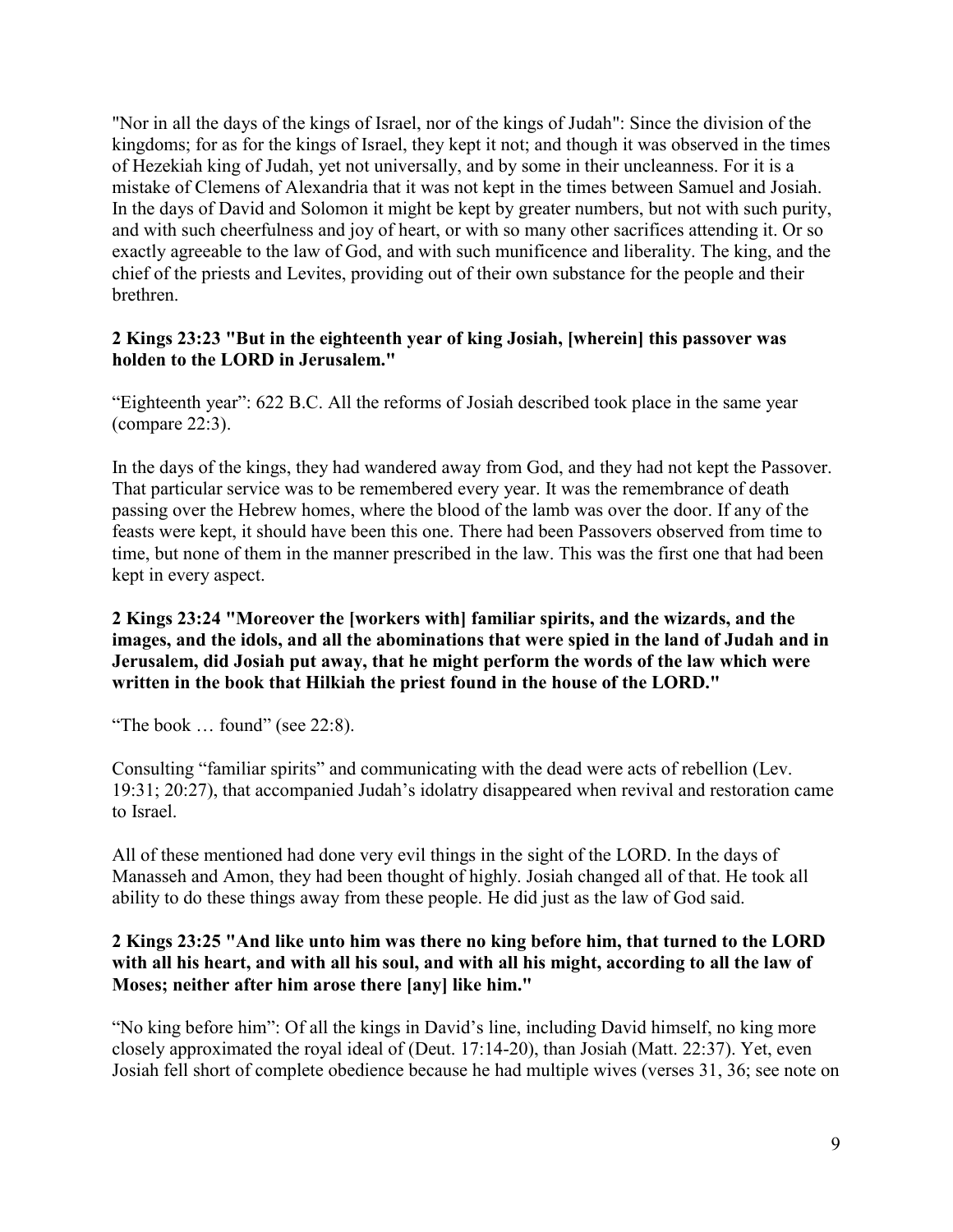"Nor in all the days of the kings of Israel, nor of the kings of Judah": Since the division of the kingdoms; for as for the kings of Israel, they kept it not; and though it was observed in the times of Hezekiah king of Judah, yet not universally, and by some in their uncleanness. For it is a mistake of Clemens of Alexandria that it was not kept in the times between Samuel and Josiah. In the days of David and Solomon it might be kept by greater numbers, but not with such purity, and with such cheerfulness and joy of heart, or with so many other sacrifices attending it. Or so exactly agreeable to the law of God, and with such munificence and liberality. The king, and the chief of the priests and Levites, providing out of their own substance for the people and their brethren.

**2 Kings 23:23 "But in the eighteenth year of king Josiah, [wherein] this passover was holden to the LORD in Jerusalem."**

"Eighteenth year": 622 B.C. All the reforms of Josiah described took place in the same year (compare 22:3).

In the days of the kings, they had wandered away from God, and they had not kept the Passover. That particular service was to be remembered every year. It was the remembrance of death passing over the Hebrew homes, where the blood of the lamb was over the door. If any of the feasts were kept, it should have been this one. There had been Passovers observed from time to time, but none of them in the manner prescribed in the law. This was the first one that had been kept in every aspect.

**2 Kings 23:24 "Moreover the [workers with] familiar spirits, and the wizards, and the images, and the idols, and all the abominations that were spied in the land of Judah and in Jerusalem, did Josiah put away, that he might perform the words of the law which were written in the book that Hilkiah the priest found in the house of the LORD."**

"The book … found" (see 22:8).

Consulting "familiar spirits" and communicating with the dead were acts of rebellion (Lev. 19:31; 20:27), that accompanied Judah's idolatry disappeared when revival and restoration came to Israel.

All of these mentioned had done very evil things in the sight of the LORD. In the days of Manasseh and Amon, they had been thought of highly. Josiah changed all of that. He took all ability to do these things away from these people. He did just as the law of God said.

**2 Kings 23:25 "And like unto him was there no king before him, that turned to the LORD with all his heart, and with all his soul, and with all his might, according to all the law of Moses; neither after him arose there [any] like him."**

"No king before him": Of all the kings in David's line, including David himself, no king more closely approximated the royal ideal of (Deut. 17:14-20), than Josiah (Matt. 22:37). Yet, even Josiah fell short of complete obedience because he had multiple wives (verses 31, 36; see note on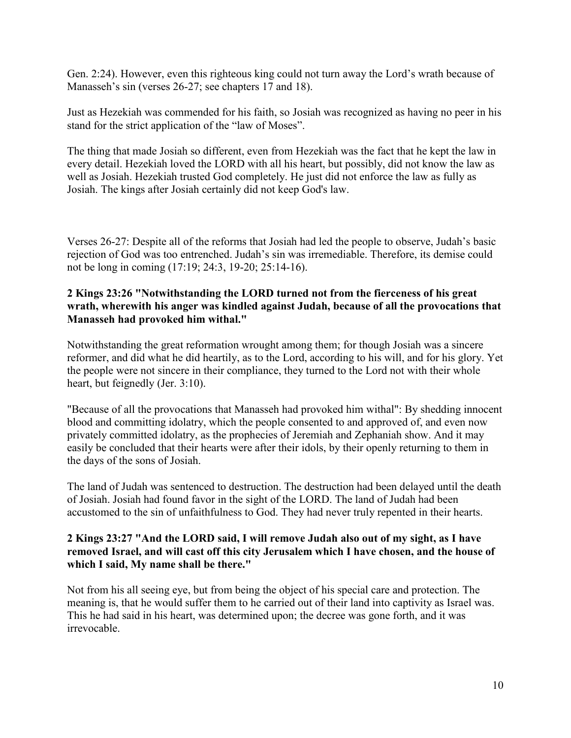Gen. 2:24). However, even this righteous king could not turn away the Lord's wrath because of Manasseh's sin (verses 26-27; see chapters 17 and 18).

Just as Hezekiah was commended for his faith, so Josiah was recognized as having no peer in his stand for the strict application of the "law of Moses".

The thing that made Josiah so different, even from Hezekiah was the fact that he kept the law in every detail. Hezekiah loved the LORD with all his heart, but possibly, did not know the law as well as Josiah. Hezekiah trusted God completely. He just did not enforce the law as fully as Josiah. The kings after Josiah certainly did not keep God's law.

Verses 26-27: Despite all of the reforms that Josiah had led the people to observe, Judah's basic rejection of God was too entrenched. Judah's sin was irremediable. Therefore, its demise could not be long in coming (17:19; 24:3, 19-20; 25:14-16).

**2 Kings 23:26 "Notwithstanding the LORD turned not from the fierceness of his great wrath, wherewith his anger was kindled against Judah, because of all the provocations that Manasseh had provoked him withal."**

Notwithstanding the great reformation wrought among them; for though Josiah was a sincere reformer, and did what he did heartily, as to the Lord, according to his will, and for his glory. Yet the people were not sincere in their compliance, they turned to the Lord not with their whole heart, but feignedly (Jer. 3:10).

"Because of all the provocations that Manasseh had provoked him withal": By shedding innocent blood and committing idolatry, which the people consented to and approved of, and even now privately committed idolatry, as the prophecies of Jeremiah and Zephaniah show. And it may easily be concluded that their hearts were after their idols, by their openly returning to them in the days of the sons of Josiah.

The land of Judah was sentenced to destruction. The destruction had been delayed until the death of Josiah. Josiah had found favor in the sight of the LORD. The land of Judah had been accustomed to the sin of unfaithfulness to God. They had never truly repented in their hearts.

**2 Kings 23:27 "And the LORD said, I will remove Judah also out of my sight, as I have removed Israel, and will cast off this city Jerusalem which I have chosen, and the house of which I said, My name shall be there."**

Not from his all seeing eye, but from being the object of his special care and protection. The meaning is, that he would suffer them to he carried out of their land into captivity as Israel was. This he had said in his heart, was determined upon; the decree was gone forth, and it was irrevocable.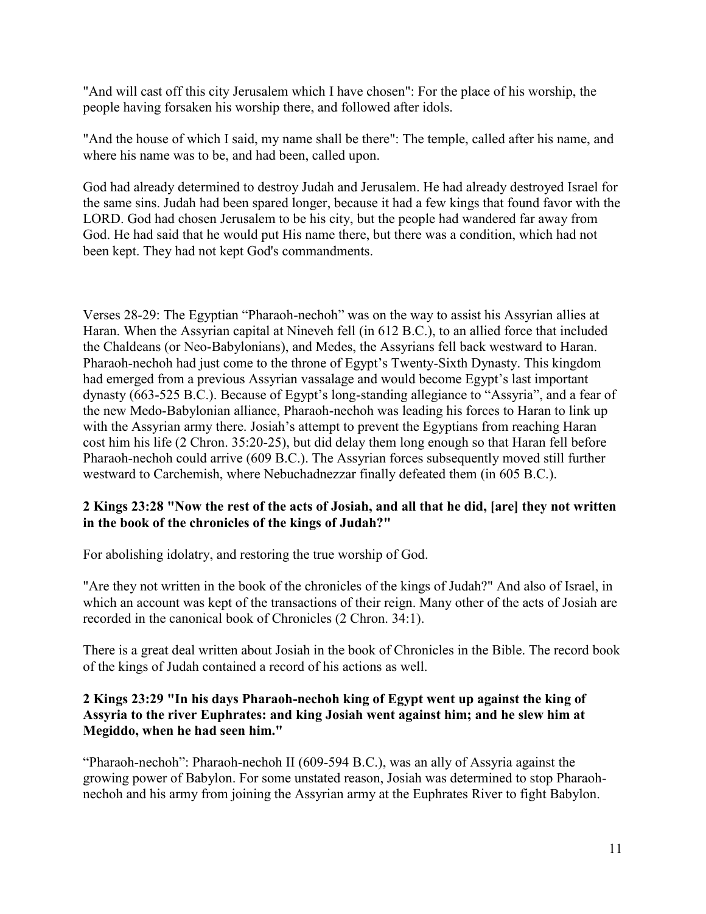"And will cast off this city Jerusalem which I have chosen": For the place of his worship, the people having forsaken his worship there, and followed after idols.

"And the house of which I said, my name shall be there": The temple, called after his name, and where his name was to be, and had been, called upon.

God had already determined to destroy Judah and Jerusalem. He had already destroyed Israel for the same sins. Judah had been spared longer, because it had a few kings that found favor with the LORD. God had chosen Jerusalem to be his city, but the people had wandered far away from God. He had said that he would put His name there, but there was a condition, which had not been kept. They had not kept God's commandments.

Verses 28-29: The Egyptian "Pharaoh-nechoh" was on the way to assist his Assyrian allies at Haran. When the Assyrian capital at Nineveh fell (in 612 B.C.), to an allied force that included the Chaldeans (or Neo-Babylonians), and Medes, the Assyrians fell back westward to Haran. Pharaoh-nechoh had just come to the throne of Egypt's Twenty-Sixth Dynasty. This kingdom had emerged from a previous Assyrian vassalage and would become Egypt's last important dynasty (663-525 B.C.). Because of Egypt's long-standing allegiance to "Assyria", and a fear of the new Medo-Babylonian alliance, Pharaoh-nechoh was leading his forces to Haran to link up with the Assyrian army there. Josiah's attempt to prevent the Egyptians from reaching Haran cost him his life (2 Chron. 35:20-25), but did delay them long enough so that Haran fell before Pharaoh-nechoh could arrive (609 B.C.). The Assyrian forces subsequently moved still further westward to Carchemish, where Nebuchadnezzar finally defeated them (in 605 B.C.).

**2 Kings 23:28 "Now the rest of the acts of Josiah, and all that he did, [are] they not written in the book of the chronicles of the kings of Judah?"**

For abolishing idolatry, and restoring the true worship of God.

"Are they not written in the book of the chronicles of the kings of Judah?" And also of Israel, in which an account was kept of the transactions of their reign. Many other of the acts of Josiah are recorded in the canonical book of Chronicles (2 Chron. 34:1).

There is a great deal written about Josiah in the book of Chronicles in the Bible. The record book of the kings of Judah contained a record of his actions as well.

**2 Kings 23:29 "In his days Pharaoh-nechoh king of Egypt went up against the king of Assyria to the river Euphrates: and king Josiah went against him; and he slew him at Megiddo, when he had seen him."**

"Pharaoh-nechoh": Pharaoh-nechoh II (609-594 B.C.), was an ally of Assyria against the growing power of Babylon. For some unstated reason, Josiah was determined to stop Pharaoh-nechoh and his army from joining the Assyrian army at the Euphrates River to fight Babylon.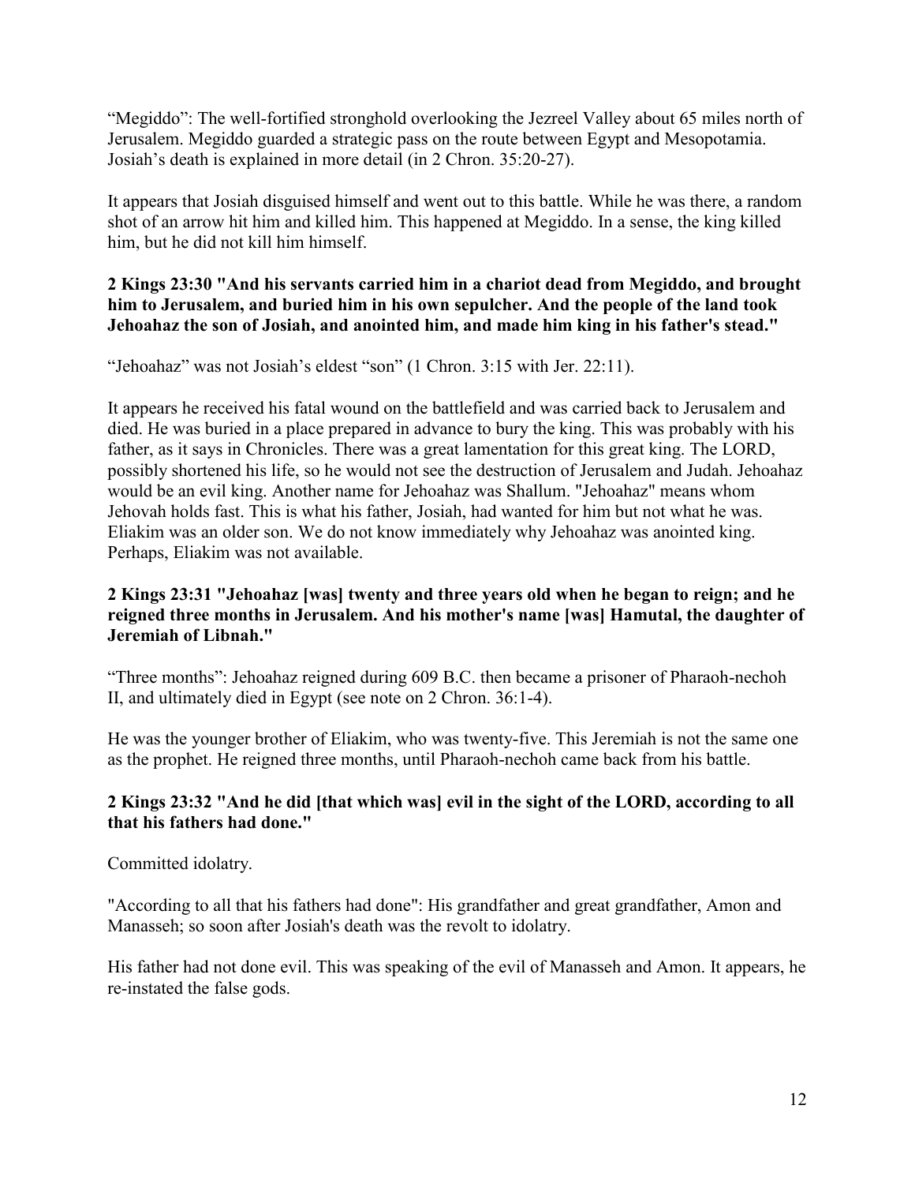“Megiddo”: The well-fortified stronghold overlooking the Jezreel Valley about 65 miles north of Jerusalem. Megiddo guarded a strategic pass on the route between Egypt and Mesopotamia. Josiah’s death is explained in more detail (in 2 Chron. 35:20-27).

It appears that Josiah disguised himself and went out to this battle. While he was there, a random shot of an arrow hit him and killed him. This happened at Megiddo. In a sense, the king killed him, but he did not kill him himself.

**2 Kings 23:30 "And his servants carried him in a chariot dead from Megiddo, and brought him to Jerusalem, and buried him in his own sepulcher. And the people of the land took Jehoahaz the son of Josiah, and anointed him, and made him king in his father's stead."**

“Jehoahaz” was not Josiah’s eldest “son” (1 Chron. 3:15 with Jer. 22:11).

It appears he received his fatal wound on the battlefield and was carried back to Jerusalem and died. He was buried in a place prepared in advance to bury the king. This was probably with his father, as it says in Chronicles. There was a great lamentation for this great king. The LORD, possibly shortened his life, so he would not see the destruction of Jerusalem and Judah. Jehoahaz would be an evil king. Another name for Jehoahaz was Shallum. "Jehoahaz" means whom Jehovah holds fast. This is what his father, Josiah, had wanted for him but not what he was. Eliakim was an older son. We do not know immediately why Jehoahaz was anointed king. Perhaps, Eliakim was not available.

**2 Kings 23:31 "Jehoahaz [was] twenty and three years old when he began to reign; and he reigned three months in Jerusalem. And his mother's name [was] Hamutal, the daughter of Jeremiah of Libnah."**

“Three months”: Jehoahaz reigned during 609 B.C. then became a prisoner of Pharaoh-nechoh II, and ultimately died in Egypt (see note on 2 Chron. 36:1-4).

He was the younger brother of Eliakim, who was twenty-five. This Jeremiah is not the same one as the prophet. He reigned three months, until Pharaoh-nechoh came back from his battle.

**2 Kings 23:32 "And he did [that which was] evil in the sight of the LORD, according to all that his fathers had done."**

Committed idolatry.

"According to all that his fathers had done": His grandfather and great grandfather, Amon and Manasseh; so soon after Josiah's death was the revolt to idolatry.

His father had not done evil. This was speaking of the evil of Manasseh and Amon. It appears, he re-instated the false gods.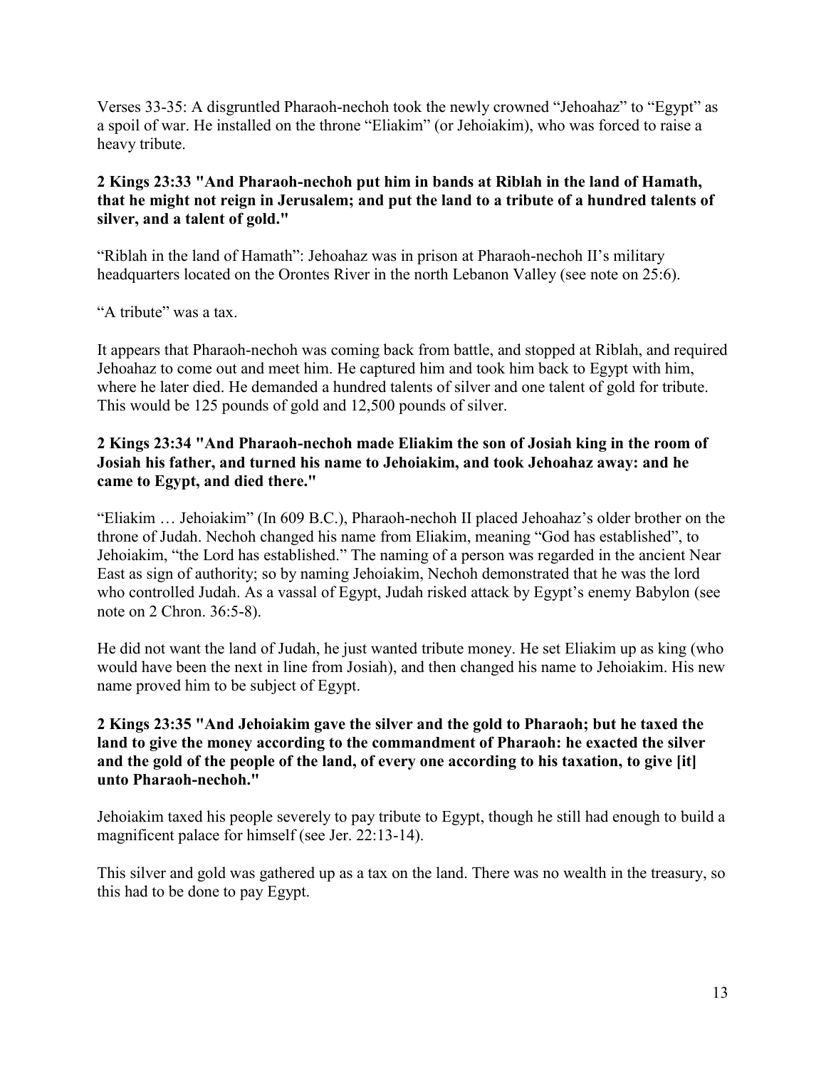Verses 33-35: A disgruntled Pharaoh-nechoh took the newly crowned "Jehoahaz" to "Egypt" as a spoil of war. He installed on the throne "Eliakim" (or Jehoiakim), who was forced to raise a heavy tribute.

**2 Kings 23:33 "And Pharaoh-nechoh put him in bands at Riblah in the land of Hamath, that he might not reign in Jerusalem; and put the land to a tribute of a hundred talents of silver, and a talent of gold."**

"Riblah in the land of Hamath": Jehoahaz was in prison at Pharaoh-nechoh II's military headquarters located on the Orontes River in the north Lebanon Valley (see note on 25:6).

"A tribute" was a tax.

It appears that Pharaoh-nechoh was coming back from battle, and stopped at Riblah, and required Jehoahaz to come out and meet him. He captured him and took him back to Egypt with him, where he later died. He demanded a hundred talents of silver and one talent of gold for tribute. This would be 125 pounds of gold and 12,500 pounds of silver.

**2 Kings 23:34 "And Pharaoh-nechoh made Eliakim the son of Josiah king in the room of Josiah his father, and turned his name to Jehoiakim, and took Jehoahaz away: and he came to Egypt, and died there."**

"Eliakim … Jehoiakim" (In 609 B.C.), Pharaoh-nechoh II placed Jehoahaz's older brother on the throne of Judah. Nechoh changed his name from Eliakim, meaning "God has established", to Jehoiakim, "the Lord has established." The naming of a person was regarded in the ancient Near East as sign of authority; so by naming Jehoiakim, Nechoh demonstrated that he was the lord who controlled Judah. As a vassal of Egypt, Judah risked attack by Egypt's enemy Babylon (see note on 2 Chron. 36:5-8).

He did not want the land of Judah, he just wanted tribute money. He set Eliakim up as king (who would have been the next in line from Josiah), and then changed his name to Jehoiakim. His new name proved him to be subject of Egypt.

**2 Kings 23:35 "And Jehoiakim gave the silver and the gold to Pharaoh; but he taxed the land to give the money according to the commandment of Pharaoh: he exacted the silver and the gold of the people of the land, of every one according to his taxation, to give [it] unto Pharaoh-nechoh."**

Jehoiakim taxed his people severely to pay tribute to Egypt, though he still had enough to build a magnificent palace for himself (see Jer. 22:13-14).

This silver and gold was gathered up as a tax on the land. There was no wealth in the treasury, so this had to be done to pay Egypt.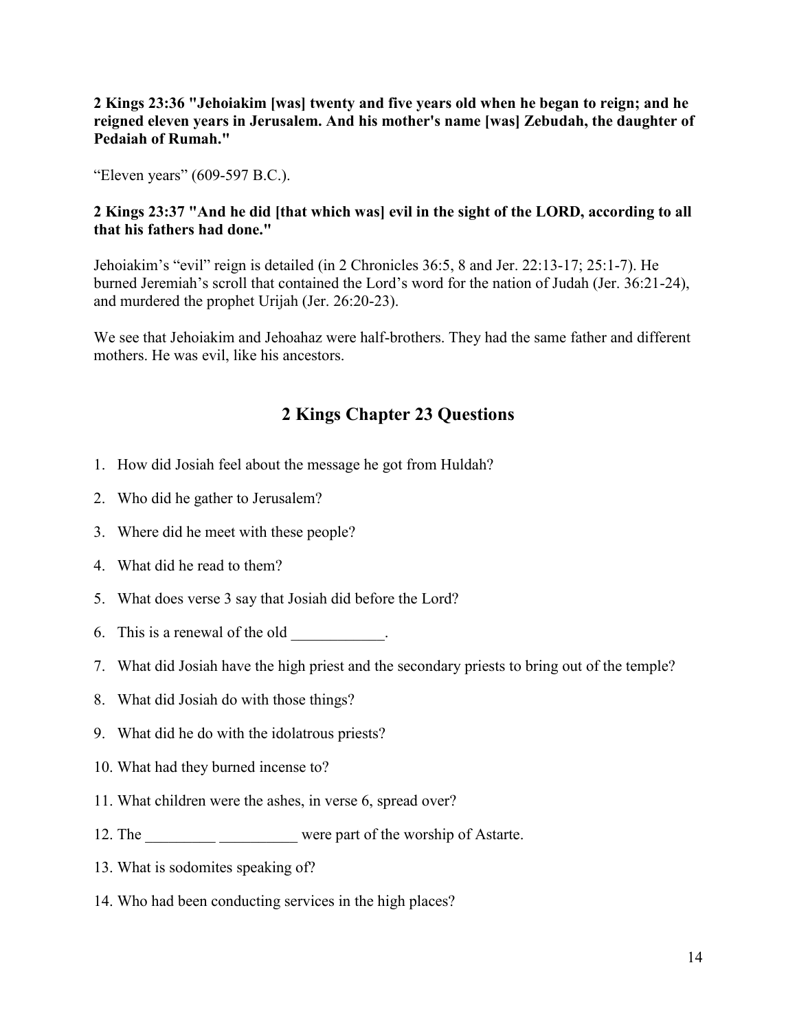**2 Kings 23:36 "Jehoiakim [was] twenty and five years old when he began to reign; and he reigned eleven years in Jerusalem. And his mother's name [was] Zebudah, the daughter of Pedaiah of Rumah."**

“Eleven years” (609-597 B.C.).

**2 Kings 23:37 "And he did [that which was] evil in the sight of the LORD, according to all that his fathers had done."**

Jehoiakim’s “evil” reign is detailed (in 2 Chronicles 36:5, 8 and Jer. 22:13-17; 25:1-7). He burned Jeremiah’s scroll that contained the Lord’s word for the nation of Judah (Jer. 36:21-24), and murdered the prophet Urijah (Jer. 26:20-23).

We see that Jehoiakim and Jehoahaz were half-brothers. They had the same father and different mothers. He was evil, like his ancestors.

## 2 Kings Chapter 23 Questions

1. How did Josiah feel about the message he got from Huldah?
2. Who did he gather to Jerusalem?
3. Where did he meet with these people?
4. What did he read to them?
5. What does verse 3 say that Josiah did before the Lord?
6. This is a renewal of the old ____________.
7. What did Josiah have the high priest and the secondary priests to bring out of the temple?
8. What did Josiah do with those things?
9. What did he do with the idolatrous priests?
10. What had they burned incense to?
11. What children were the ashes, in verse 6, spread over?
12. The _________ __________ were part of the worship of Astarte.
13. What is sodomites speaking of?
14. Who had been conducting services in the high places?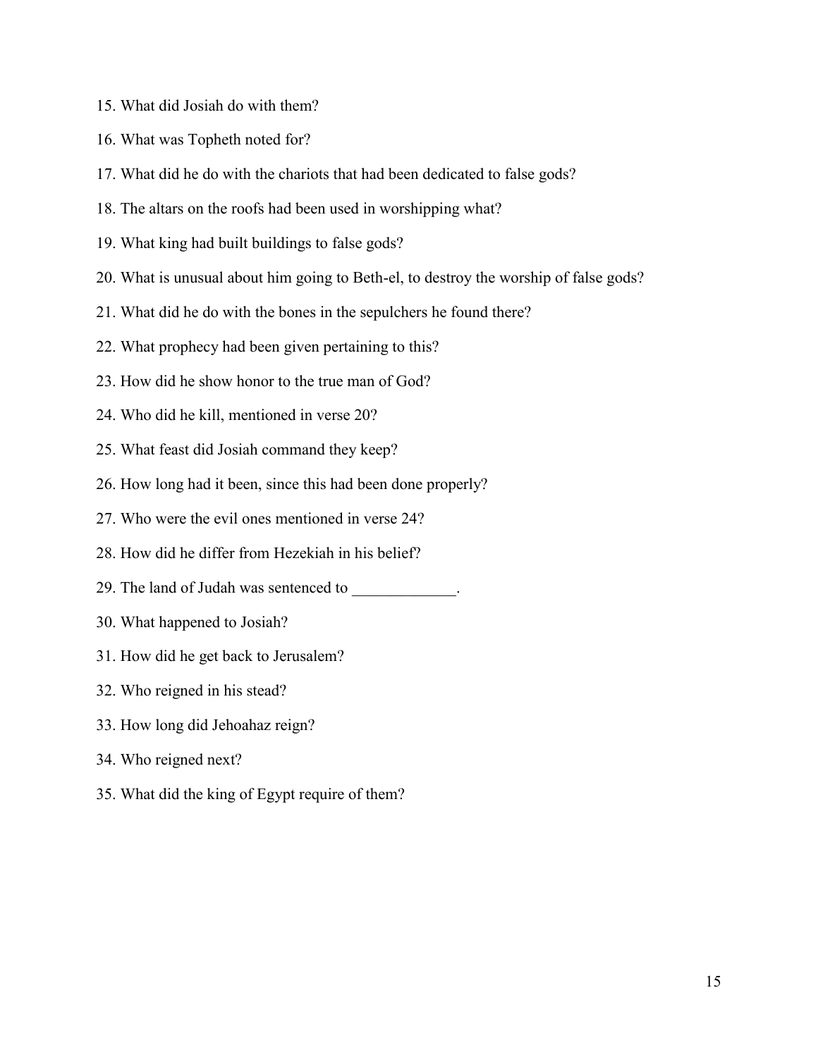15. What did Josiah do with them?

16. What was Topheth noted for?

17. What did he do with the chariots that had been dedicated to false gods?

18. The altars on the roofs had been used in worshipping what?

19. What king had built buildings to false gods?

20. What is unusual about him going to Beth-el, to destroy the worship of false gods?

21. What did he do with the bones in the sepulchers he found there?

22. What prophecy had been given pertaining to this?

23. How did he show honor to the true man of God?

24. Who did he kill, mentioned in verse 20?

25. What feast did Josiah command they keep?

26. How long had it been, since this had been done properly?

27. Who were the evil ones mentioned in verse 24?

28. How did he differ from Hezekiah in his belief?

29. The land of Judah was sentenced to _____________.

30. What happened to Josiah?

31. How did he get back to Jerusalem?

32. Who reigned in his stead?

33. How long did Jehoahaz reign?

34. Who reigned next?

35. What did the king of Egypt require of them?